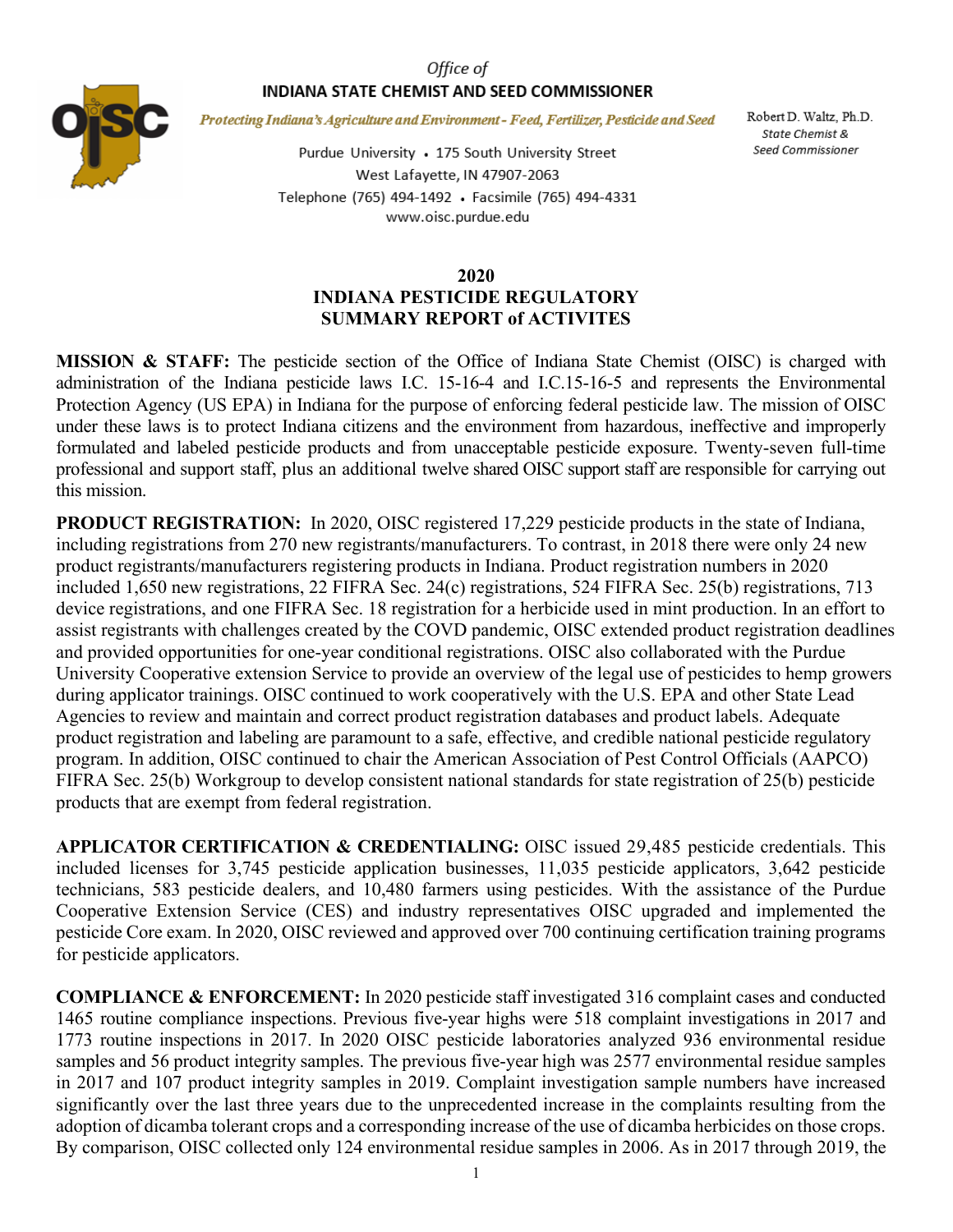Office of

**INDIANA STATE CHEMIST AND SEED COMMISSIONER**

*Protecting Indiana's Agriculture and Environment - Feed, Fertilizer, Pesticide and Seed*

Purdue University • 175 South University Street
West Lafayette, IN 47907-2063
Telephone (765) 494-1492 • Facsimile (765) 494-4331
www.oisc.purdue.edu

Robert D. Waltz, Ph.D.
*State Chemist & Seed Commissioner*

# 2020 INDIANA PESTICIDE REGULATORY SUMMARY REPORT of ACTIVITES

**MISSION & STAFF:** The pesticide section of the Office of Indiana State Chemist (OISC) is charged with administration of the Indiana pesticide laws I.C. 15-16-4 and I.C.15-16-5 and represents the Environmental Protection Agency (US EPA) in Indiana for the purpose of enforcing federal pesticide law. The mission of OISC under these laws is to protect Indiana citizens and the environment from hazardous, ineffective and improperly formulated and labeled pesticide products and from unacceptable pesticide exposure. Twenty-seven full-time professional and support staff, plus an additional twelve shared OISC support staff are responsible for carrying out this mission.

**PRODUCT REGISTRATION:** In 2020, OISC registered 17,229 pesticide products in the state of Indiana, including registrations from 270 new registrants/manufacturers. To contrast, in 2018 there were only 24 new product registrants/manufacturers registering products in Indiana. Product registration numbers in 2020 included 1,650 new registrations, 22 FIFRA Sec. 24(c) registrations, 524 FIFRA Sec. 25(b) registrations, 713 device registrations, and one FIFRA Sec. 18 registration for a herbicide used in mint production. In an effort to assist registrants with challenges created by the COVD pandemic, OISC extended product registration deadlines and provided opportunities for one-year conditional registrations. OISC also collaborated with the Purdue University Cooperative extension Service to provide an overview of the legal use of pesticides to hemp growers during applicator trainings. OISC continued to work cooperatively with the U.S. EPA and other State Lead Agencies to review and maintain and correct product registration databases and product labels. Adequate product registration and labeling are paramount to a safe, effective, and credible national pesticide regulatory program. In addition, OISC continued to chair the American Association of Pest Control Officials (AAPCO) FIFRA Sec. 25(b) Workgroup to develop consistent national standards for state registration of 25(b) pesticide products that are exempt from federal registration.

**APPLICATOR CERTIFICATION & CREDENTIALING:** OISC issued 29,485 pesticide credentials. This included licenses for 3,745 pesticide application businesses, 11,035 pesticide applicators, 3,642 pesticide technicians, 583 pesticide dealers, and 10,480 farmers using pesticides. With the assistance of the Purdue Cooperative Extension Service (CES) and industry representatives OISC upgraded and implemented the pesticide Core exam. In 2020, OISC reviewed and approved over 700 continuing certification training programs for pesticide applicators.

**COMPLIANCE & ENFORCEMENT:** In 2020 pesticide staff investigated 316 complaint cases and conducted 1465 routine compliance inspections. Previous five-year highs were 518 complaint investigations in 2017 and 1773 routine inspections in 2017. In 2020 OISC pesticide laboratories analyzed 936 environmental residue samples and 56 product integrity samples. The previous five-year high was 2577 environmental residue samples in 2017 and 107 product integrity samples in 2019. Complaint investigation sample numbers have increased significantly over the last three years due to the unprecedented increase in the complaints resulting from the adoption of dicamba tolerant crops and a corresponding increase of the use of dicamba herbicides on those crops. By comparison, OISC collected only 124 environmental residue samples in 2006. As in 2017 through 2019, the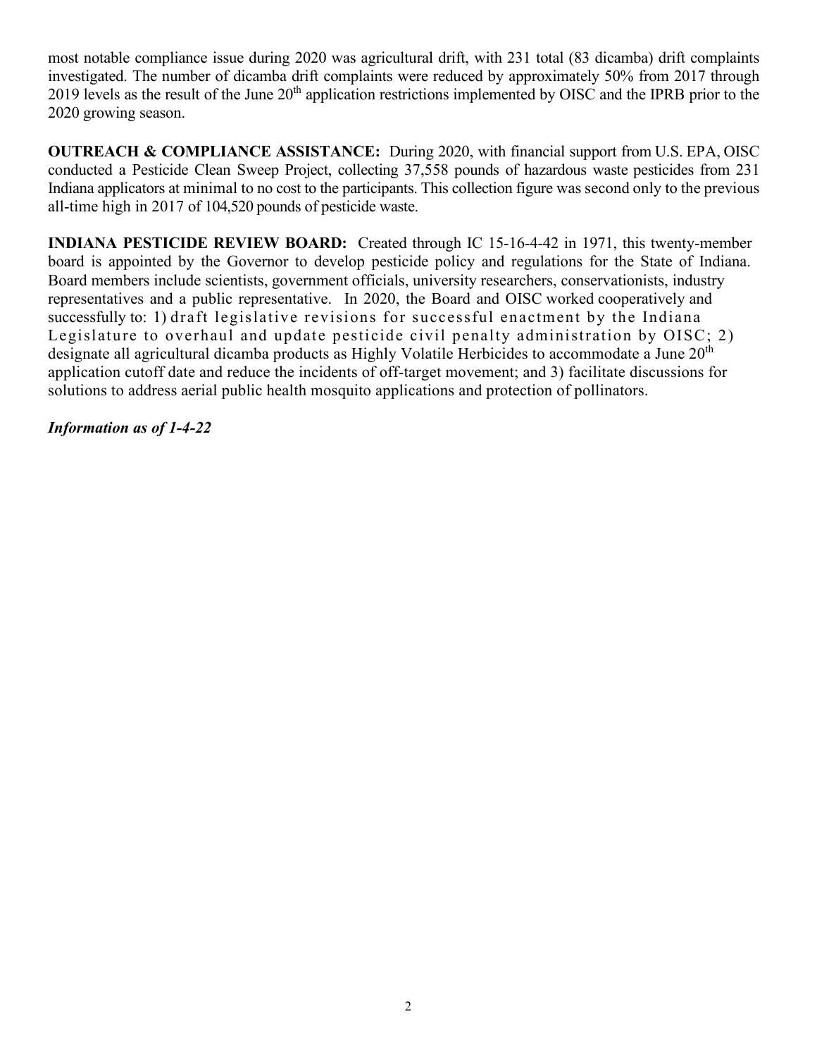most notable compliance issue during 2020 was agricultural drift, with 231 total (83 dicamba) drift complaints investigated. The number of dicamba drift complaints were reduced by approximately 50% from 2017 through 2019 levels as the result of the June 20th application restrictions implemented by OISC and the IPRB prior to the 2020 growing season.

**OUTREACH & COMPLIANCE ASSISTANCE:** During 2020, with financial support from U.S. EPA, OISC conducted a Pesticide Clean Sweep Project, collecting 37,558 pounds of hazardous waste pesticides from 231 Indiana applicators at minimal to no cost to the participants. This collection figure was second only to the previous all-time high in 2017 of 104,520 pounds of pesticide waste.

**INDIANA PESTICIDE REVIEW BOARD:** Created through IC 15-16-4-42 in 1971, this twenty-member board is appointed by the Governor to develop pesticide policy and regulations for the State of Indiana. Board members include scientists, government officials, university researchers, conservationists, industry representatives and a public representative. In 2020, the Board and OISC worked cooperatively and successfully to: 1) draft legislative revisions for successful enactment by the Indiana Legislature to overhaul and update pesticide civil penalty administration by OISC; 2) designate all agricultural dicamba products as Highly Volatile Herbicides to accommodate a June 20th application cutoff date and reduce the incidents of off-target movement; and 3) facilitate discussions for solutions to address aerial public health mosquito applications and protection of pollinators.

***Information as of 1-4-22***